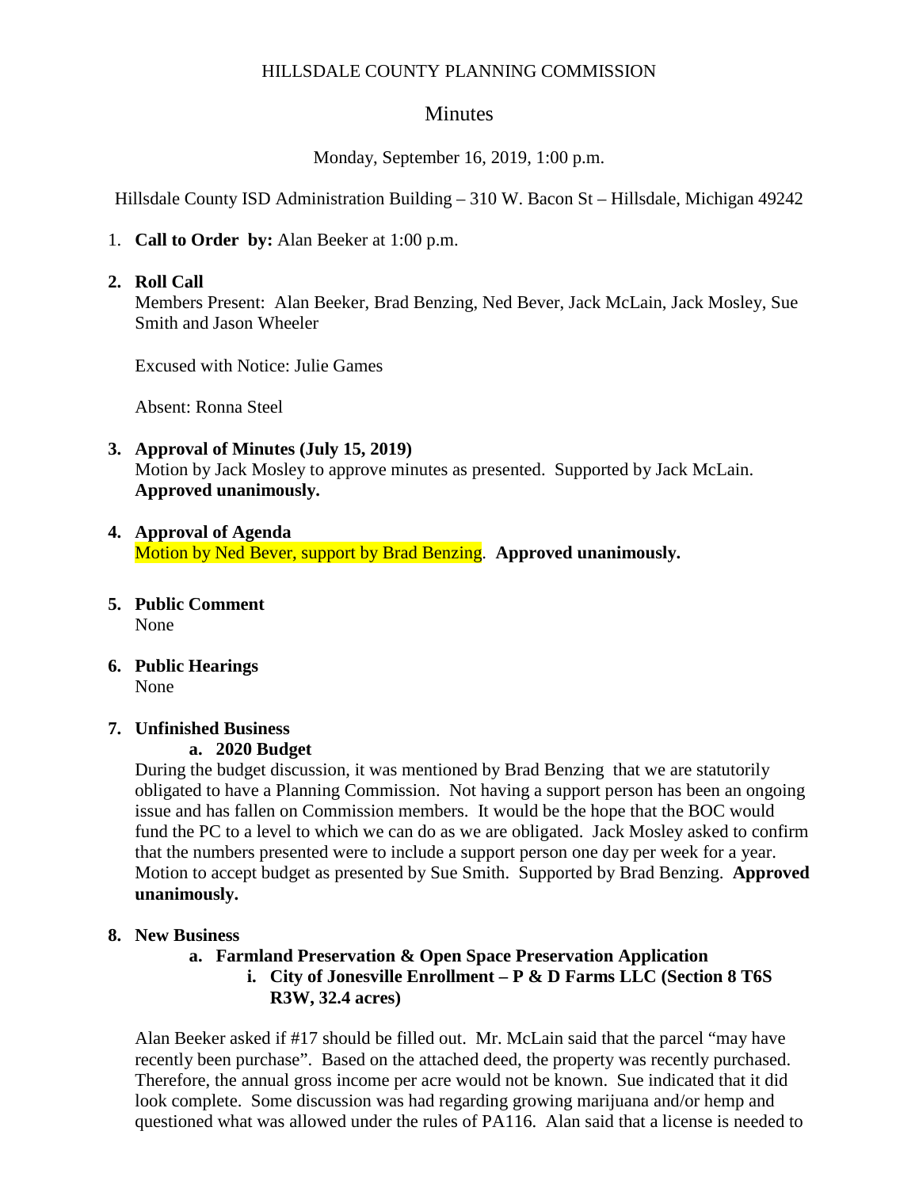HILLSDALE COUNTY PLANNING COMMISSION

# Minutes

Monday, September 16, 2019, 1:00 p.m.

Hillsdale County ISD Administration Building – 310 W. Bacon St – Hillsdale, Michigan 49242

1. **Call to Order by:** Alan Beeker at 1:00 p.m.

2. **Roll Call**
   Members Present: Alan Beeker, Brad Benzing, Ned Bever, Jack McLain, Jack Mosley, Sue Smith and Jason Wheeler

   Excused with Notice: Julie Games

   Absent: Ronna Steel

3. **Approval of Minutes (July 15, 2019)**
   Motion by Jack Mosley to approve minutes as presented. Supported by Jack McLain. **Approved unanimously.**

4. **Approval of Agenda**
   Motion by Ned Bever, support by Brad Benzing. **Approved unanimously.**

5. **Public Comment**
   None

6. **Public Hearings**
   None

7. **Unfinished Business**
   **a. 2020 Budget**
   During the budget discussion, it was mentioned by Brad Benzing that we are statutorily obligated to have a Planning Commission. Not having a support person has been an ongoing issue and has fallen on Commission members. It would be the hope that the BOC would fund the PC to a level to which we can do as we are obligated. Jack Mosley asked to confirm that the numbers presented were to include a support person one day per week for a year. Motion to accept budget as presented by Sue Smith. Supported by Brad Benzing. **Approved unanimously.**

8. **New Business**
   **a. Farmland Preservation & Open Space Preservation Application**
   **i. City of Jonesville Enrollment – P & D Farms LLC (Section 8 T6S R3W, 32.4 acres)**

   Alan Beeker asked if #17 should be filled out. Mr. McLain said that the parcel "may have recently been purchase". Based on the attached deed, the property was recently purchased. Therefore, the annual gross income per acre would not be known. Sue indicated that it did look complete. Some discussion was had regarding growing marijuana and/or hemp and questioned what was allowed under the rules of PA116. Alan said that a license is needed to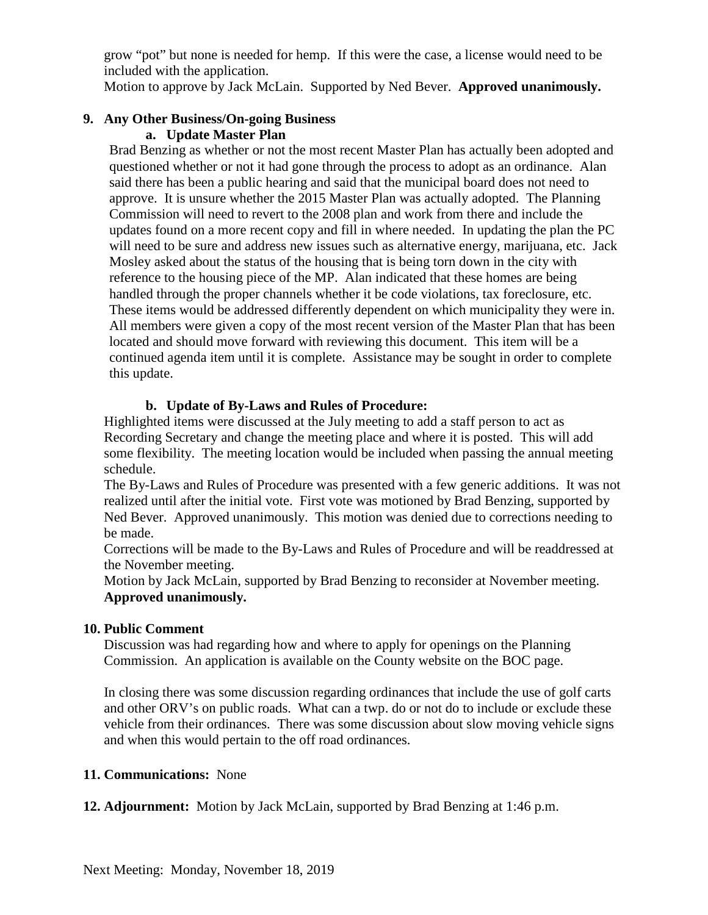grow "pot" but none is needed for hemp. If this were the case, a license would need to be included with the application.
Motion to approve by Jack McLain. Supported by Ned Bever. **Approved unanimously.**

**9. Any Other Business/On-going Business**

**a. Update Master Plan**

Brad Benzing as whether or not the most recent Master Plan has actually been adopted and questioned whether or not it had gone through the process to adopt as an ordinance. Alan said there has been a public hearing and said that the municipal board does not need to approve. It is unsure whether the 2015 Master Plan was actually adopted. The Planning Commission will need to revert to the 2008 plan and work from there and include the updates found on a more recent copy and fill in where needed. In updating the plan the PC will need to be sure and address new issues such as alternative energy, marijuana, etc. Jack Mosley asked about the status of the housing that is being torn down in the city with reference to the housing piece of the MP. Alan indicated that these homes are being handled through the proper channels whether it be code violations, tax foreclosure, etc. These items would be addressed differently dependent on which municipality they were in. All members were given a copy of the most recent version of the Master Plan that has been located and should move forward with reviewing this document. This item will be a continued agenda item until it is complete. Assistance may be sought in order to complete this update.

**b. Update of By-Laws and Rules of Procedure:**

Highlighted items were discussed at the July meeting to add a staff person to act as Recording Secretary and change the meeting place and where it is posted. This will add some flexibility. The meeting location would be included when passing the annual meeting schedule.

The By-Laws and Rules of Procedure was presented with a few generic additions. It was not realized until after the initial vote. First vote was motioned by Brad Benzing, supported by Ned Bever. Approved unanimously. This motion was denied due to corrections needing to be made.

Corrections will be made to the By-Laws and Rules of Procedure and will be readdressed at the November meeting.

Motion by Jack McLain, supported by Brad Benzing to reconsider at November meeting. **Approved unanimously.**

**10. Public Comment**

Discussion was had regarding how and where to apply for openings on the Planning Commission. An application is available on the County website on the BOC page.

In closing there was some discussion regarding ordinances that include the use of golf carts and other ORV's on public roads. What can a twp. do or not do to include or exclude these vehicle from their ordinances. There was some discussion about slow moving vehicle signs and when this would pertain to the off road ordinances.

**11. Communications:** None

**12. Adjournment:** Motion by Jack McLain, supported by Brad Benzing at 1:46 p.m.

Next Meeting: Monday, November 18, 2019